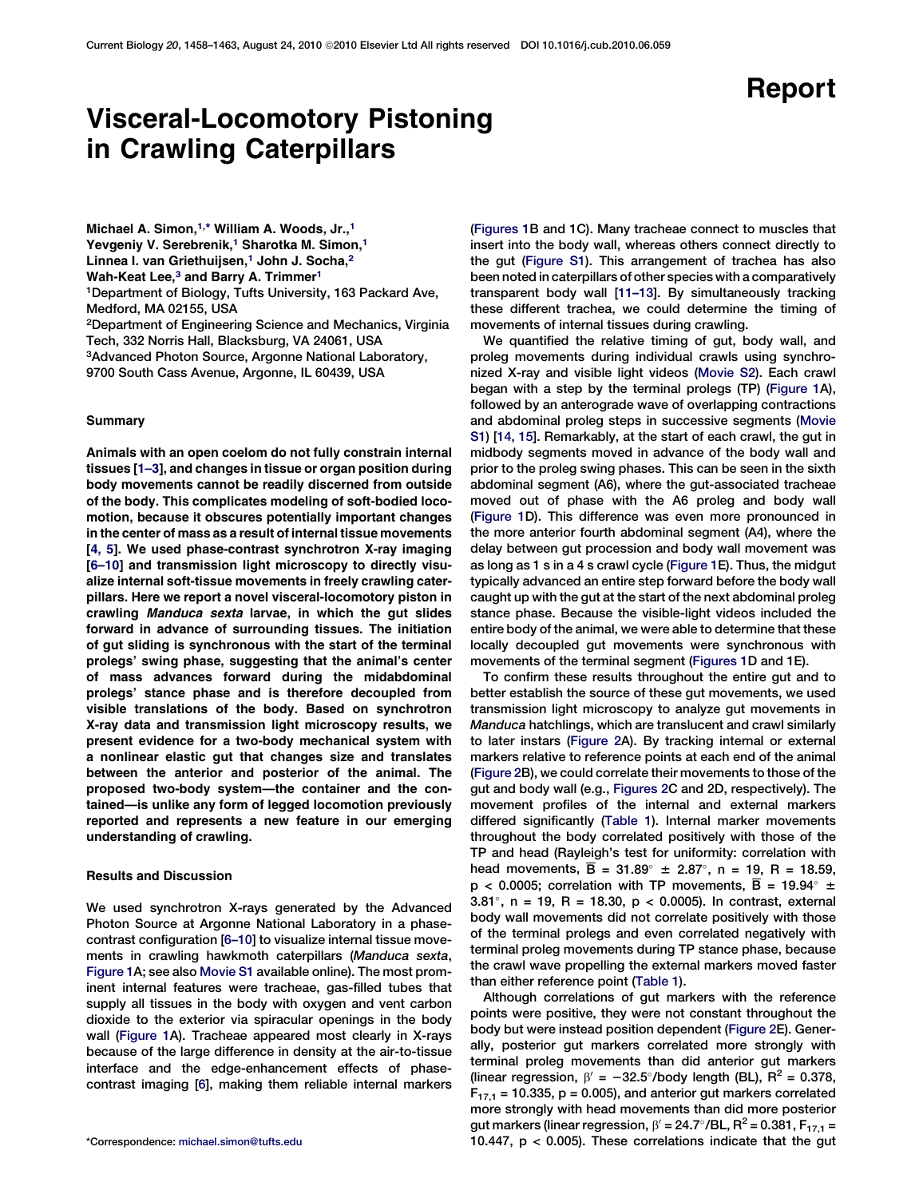Report

# Visceral-Locomotory Pistoning in Crawling Caterpillars

Michael A. Simon,[1,*] William A. Woods, Jr.,[1] Yevgeniy V. Serebrenik,[1] Sharotka M. Simon,[1] Linnea I. van Griethuijsen,[1] John J. Socha,[2] Wah-Keat Lee,[3] and Barry A. Trimmer[1]

[1]Department of Biology, Tufts University, 163 Packard Ave, Medford, MA 02155, USA
[2]Department of Engineering Science and Mechanics, Virginia Tech, 332 Norris Hall, Blacksburg, VA 24061, USA
[3]Advanced Photon Source, Argonne National Laboratory, 9700 South Cass Avenue, Argonne, IL 60439, USA

## Summary

**Animals with an open coelom do not fully constrain internal tissues [1–3], and changes in tissue or organ position during body movements cannot be readily discerned from outside of the body. This complicates modeling of soft-bodied locomotion, because it obscures potentially important changes in the center of mass as a result of internal tissue movements [4, 5]. We used phase-contrast synchrotron X-ray imaging [6–10] and transmission light microscopy to directly visualize internal soft-tissue movements in freely crawling caterpillars. Here we report a novel visceral-locomotory piston in crawling *Manduca sexta* larvae, in which the gut slides forward in advance of surrounding tissues. The initiation of gut sliding is synchronous with the start of the terminal prolegs' swing phase, suggesting that the animal's center of mass advances forward during the midabdominal prolegs' stance phase and is therefore decoupled from visible translations of the body. Based on synchrotron X-ray data and transmission light microscopy results, we present evidence for a two-body mechanical system with a nonlinear elastic gut that changes size and translates between the anterior and posterior of the animal. The proposed two-body system—the container and the contained—is unlike any form of legged locomotion previously reported and represents a new feature in our emerging understanding of crawling.**

## Results and Discussion

We used synchrotron X-rays generated by the Advanced Photon Source at Argonne National Laboratory in a phase-contrast configuration [6–10] to visualize internal tissue movements in crawling hawkmoth caterpillars (*Manduca sexta*, Figure 1A; see also Movie S1 available online). The most prominent internal features were tracheae, gas-filled tubes that supply all tissues in the body with oxygen and vent carbon dioxide to the exterior via spiracular openings in the body wall (Figure 1A). Tracheae appeared most clearly in X-rays because of the large difference in density at the air-to-tissue interface and the edge-enhancement effects of phase-contrast imaging [6], making them reliable internal markers (Figures 1B and 1C). Many tracheae connect to muscles that insert into the body wall, whereas others connect directly to the gut (Figure S1). This arrangement of trachea has also been noted in caterpillars of other species with a comparatively transparent body wall [11–13]. By simultaneously tracking these different trachea, we could determine the timing of movements of internal tissues during crawling.

We quantified the relative timing of gut, body wall, and proleg movements during individual crawls using synchronized X-ray and visible light videos (Movie S2). Each crawl began with a step by the terminal prolegs (TP) (Figure 1A), followed by an anterograde wave of overlapping contractions and abdominal proleg steps in successive segments (Movie S1) [14, 15]. Remarkably, at the start of each crawl, the gut in midbody segments moved in advance of the body wall and prior to the proleg swing phases. This can be seen in the sixth abdominal segment (A6), where the gut-associated tracheae moved out of phase with the A6 proleg and body wall (Figure 1D). This difference was even more pronounced in the more anterior fourth abdominal segment (A4), where the delay between gut procession and body wall movement was as long as 1 s in a 4 s crawl cycle (Figure 1E). Thus, the midgut typically advanced an entire step forward before the body wall caught up with the gut at the start of the next abdominal proleg stance phase. Because the visible-light videos included the entire body of the animal, we were able to determine that these locally decoupled gut movements were synchronous with movements of the terminal segment (Figures 1D and 1E).

To confirm these results throughout the entire gut and to better establish the source of these gut movements, we used transmission light microscopy to analyze gut movements in *Manduca* hatchlings, which are translucent and crawl similarly to later instars (Figure 2A). By tracking internal or external markers relative to reference points at each end of the animal (Figure 2B), we could correlate their movements to those of the gut and body wall (e.g., Figures 2C and 2D, respectively). The movement profiles of the internal and external markers differed significantly (Table 1). Internal marker movements throughout the body correlated positively with those of the TP and head (Rayleigh's test for uniformity: correlation with head movements, $\overline{B} = 31.89^\circ \pm 2.87^\circ$, $n = 19$, $R = 18.59$, $p < 0.0005$; correlation with TP movements, $\overline{B} = 19.94^\circ \pm 3.81^\circ$, $n = 19$, $R = 18.30$, $p < 0.0005$). In contrast, external body wall movements did not correlate positively with those of the terminal prolegs and even correlated negatively with terminal proleg movements during TP stance phase, because the crawl wave propelling the external markers moved faster than either reference point (Table 1).

Although correlations of gut markers with the reference points were positive, they were not constant throughout the body but were instead position dependent (Figure 2E). Generally, posterior gut markers correlated more strongly with terminal proleg movements than did anterior gut markers (linear regression, $\beta' = -32.5^\circ$/body length (BL), $R^2 = 0.378$, $F_{17,1} = 10.335$, $p = 0.005$), and anterior gut markers correlated more strongly with head movements than did more posterior gut markers (linear regression, $\beta' = 24.7^\circ$/BL, $R^2 = 0.381$, $F_{17,1} = 10.447$, $p < 0.005$). These correlations indicate that the gut

*Correspondence: michael.simon@tufts.edu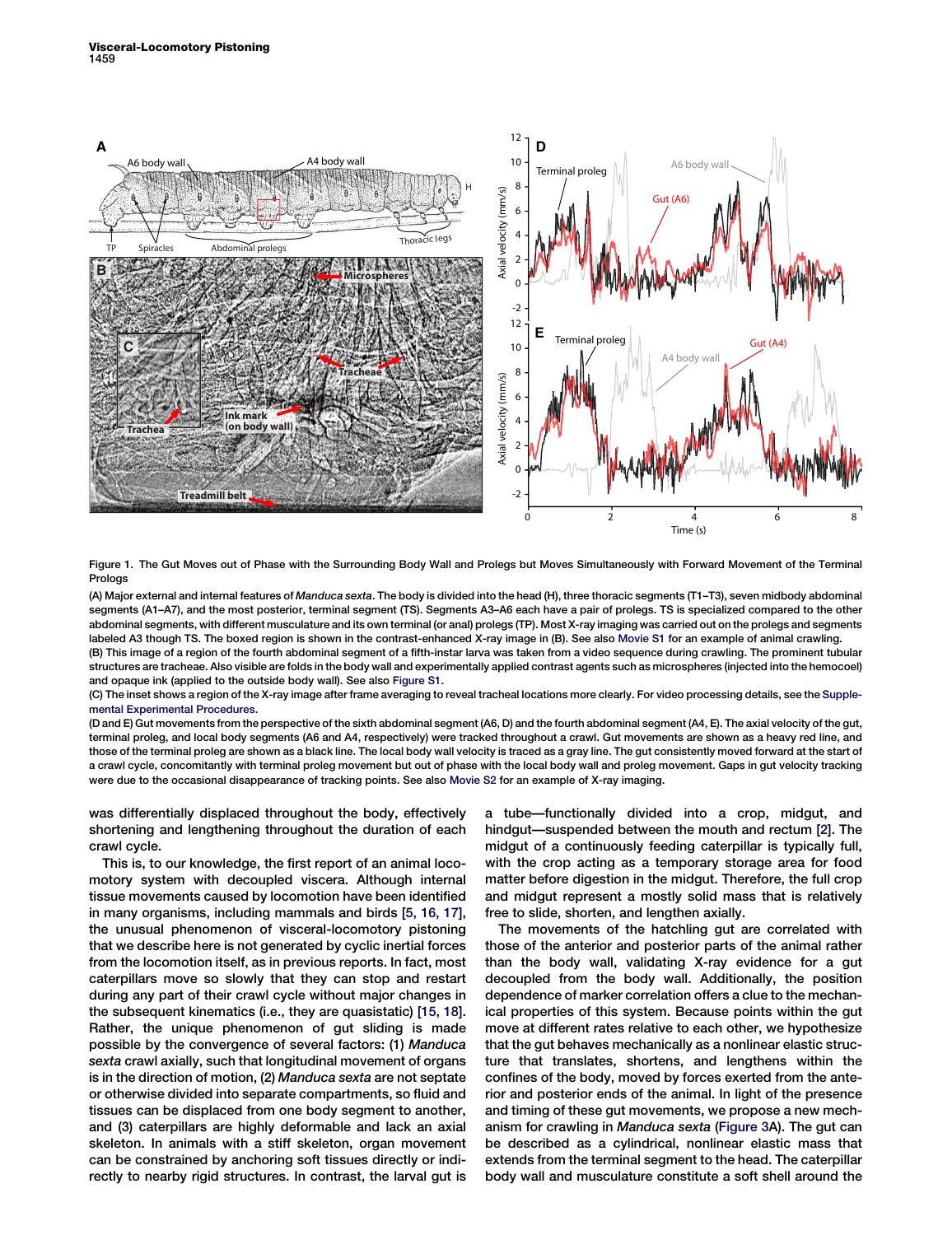Figure 1. The Gut Moves out of Phase with the Surrounding Body Wall and Prolegs but Moves Simultaneously with Forward Movement of the Terminal Prologs

(A) Major external and internal features of *Manduca sexta*. The body is divided into the head (H), three thoracic segments (T1–T3), seven midbody abdominal segments (A1–A7), and the most posterior, terminal segment (TS). Segments A3–A6 each have a pair of prolegs. TS is specialized compared to the other abdominal segments, with different musculature and its own terminal (or anal) prolegs (TP). Most X-ray imaging was carried out on the prolegs and segments labeled A3 though TS. The boxed region is shown in the contrast-enhanced X-ray image in (B). See also Movie S1 for an example of animal crawling.

(B) This image of a region of the fourth abdominal segment of a fifth-instar larva was taken from a video sequence during crawling. The prominent tubular structures are tracheae. Also visible are folds in the body wall and experimentally applied contrast agents such as microspheres (injected into the hemocoel) and opaque ink (applied to the outside body wall). See also Figure S1.

(C) The inset shows a region of the X-ray image after frame averaging to reveal tracheal locations more clearly. For video processing details, see the Supplemental Experimental Procedures.

(D and E) Gut movements from the perspective of the sixth abdominal segment (A6, D) and the fourth abdominal segment (A4, E). The axial velocity of the gut, terminal proleg, and local body segments (A6 and A4, respectively) were tracked throughout a crawl. Gut movements are shown as a heavy red line, and those of the terminal proleg are shown as a black line. The local body wall velocity is traced as a gray line. The gut consistently moved forward at the start of a crawl cycle, concomitantly with terminal proleg movement but out of phase with the local body wall and proleg movement. Gaps in gut velocity tracking were due to the occasional disappearance of tracking points. See also Movie S2 for an example of X-ray imaging.

was differentially displaced throughout the body, effectively shortening and lengthening throughout the duration of each crawl cycle.

This is, to our knowledge, the first report of an animal locomotory system with decoupled viscera. Although internal tissue movements caused by locomotion have been identified in many organisms, including mammals and birds [5, 16, 17], the unusual phenomenon of visceral-locomotory pistoning that we describe here is not generated by cyclic inertial forces from the locomotion itself, as in previous reports. In fact, most caterpillars move so slowly that they can stop and restart during any part of their crawl cycle without major changes in the subsequent kinematics (i.e., they are quasistatic) [15, 18]. Rather, the unique phenomenon of gut sliding is made possible by the convergence of several factors: (1) *Manduca sexta* crawl axially, such that longitudinal movement of organs is in the direction of motion, (2) *Manduca sexta* are not septate or otherwise divided into separate compartments, so fluid and tissues can be displaced from one body segment to another, and (3) caterpillars are highly deformable and lack an axial skeleton. In animals with a stiff skeleton, organ movement can be constrained by anchoring soft tissues directly or indirectly to nearby rigid structures. In contrast, the larval gut is a tube—functionally divided into a crop, midgut, and hindgut—suspended between the mouth and rectum [2]. The midgut of a continuously feeding caterpillar is typically full, with the crop acting as a temporary storage area for food matter before digestion in the midgut. Therefore, the full crop and midgut represent a mostly solid mass that is relatively free to slide, shorten, and lengthen axially.

The movements of the hatchling gut are correlated with those of the anterior and posterior parts of the animal rather than the body wall, validating X-ray evidence for a gut decoupled from the body wall. Additionally, the position dependence of marker correlation offers a clue to the mechanical properties of this system. Because points within the gut move at different rates relative to each other, we hypothesize that the gut behaves mechanically as a nonlinear elastic structure that translates, shortens, and lengthens within the confines of the body, moved by forces exerted from the anterior and posterior ends of the animal. In light of the presence and timing of these gut movements, we propose a new mechanism for crawling in *Manduca sexta* (Figure 3A). The gut can be described as a cylindrical, nonlinear elastic mass that extends from the terminal segment to the head. The caterpillar body wall and musculature constitute a soft shell around the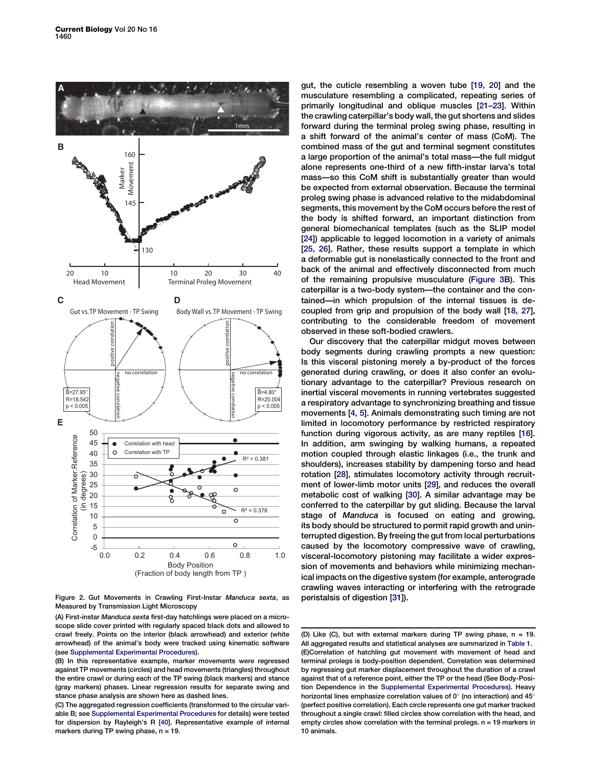gut, the cuticle resembling a woven tube [19, 20] and the musculature resembling a complicated, repeating series of primarily longitudinal and oblique muscles [21–23]. Within the crawling caterpillar's body wall, the gut shortens and slides forward during the terminal proleg swing phase, resulting in a shift forward of the animal's center of mass (CoM). The combined mass of the gut and terminal segment constitutes a large proportion of the animal's total mass—the full midgut alone represents one-third of a new fifth-instar larva's total mass—so this CoM shift is substantially greater than would be expected from external observation. Because the terminal proleg swing phase is advanced relative to the midabdominal segments, this movement by the CoM occurs before the rest of the body is shifted forward, an important distinction from general biomechanical templates (such as the SLIP model [24]) applicable to legged locomotion in a variety of animals [25, 26]. Rather, these results support a template in which a deformable gut is nonelastically connected to the front and back of the animal and effectively disconnected from much of the remaining propulsive musculature (Figure 3B). This caterpillar is a two-body system—the container and the contained—in which propulsion of the internal tissues is decoupled from grip and propulsion of the body wall [18, 27], contributing to the considerable freedom of movement observed in these soft-bodied crawlers.

Our discovery that the caterpillar midgut moves between body segments during crawling prompts a new question: Is this visceral pistoning merely a by-product of the forces generated during crawling, or does it also confer an evolutionary advantage to the caterpillar? Previous research on inertial visceral movements in running vertebrates suggested a respiratory advantage to synchronizing breathing and tissue movements [4, 5]. Animals demonstrating such timing are not limited in locomotory performance by restricted respiratory function during vigorous activity, as are many reptiles [16]. In addition, arm swinging by walking humans, a repeated motion coupled through elastic linkages (i.e., the trunk and shoulders), increases stability by dampening torso and head rotation [28], stimulates locomotory activity through recruitment of lower-limb motor units [29], and reduces the overall metabolic cost of walking [30]. A similar advantage may be conferred to the caterpillar by gut sliding. Because the larval stage of *Manduca* is focused on eating and growing, its body should be structured to permit rapid growth and uninterrupted digestion. By freeing the gut from local perturbations caused by the locomotory compressive wave of crawling, visceral-locomotory pistoning may facilitate a wider expression of movements and behaviors while minimizing mechanical impacts on the digestive system (for example, anterograde crawling waves interacting or interfering with the retrograde peristalsis of digestion [31]).

**Figure 2. Gut Movements in Crawling First-Instar *Manduca sexta*, as Measured by Transmission Light Microscopy**

(A) First-instar *Manduca sexta* first-day hatchlings were placed on a microscope slide cover printed with regularly spaced black dots and allowed to crawl freely. Points on the interior (black arrowhead) and exterior (white arrowhead) of the animal's body were tracked using kinematic software (see Supplemental Experimental Procedures).

(B) In this representative example, marker movements were regressed against TP movements (circles) and head movements (triangles) throughout the entire crawl or during each of the TP swing (black markers) and stance (gray markers) phases. Linear regression results for separate swing and stance phase analysis are shown here as dashed lines.

(C) The aggregated regression coefficients (transformed to the circular variable B; see Supplemental Experimental Procedures for details) were tested for dispersion by Rayleigh's R [40]. Representative example of internal markers during TP swing phase, n = 19.

(D) Like (C), but with external markers during TP swing phase, n = 19. All aggregated results and statistical analyses are summarized in Table 1.

(E) Correlation of hatchling gut movement with movement of head and terminal prolegs is body-position dependent. Correlation was determined by regressing gut marker displacement throughout the duration of a crawl against that of a reference point, either the TP or the head (See Body-Position Dependence in the Supplemental Experimental Procedures). Heavy horizontal lines emphasize correlation values of 0° (no interaction) and 45° (perfect positive correlation). Each circle represents one gut marker tracked throughout a single crawl: filled circles show correlation with the head, and empty circles show correlation with the terminal prolegs. n = 19 markers in 10 animals.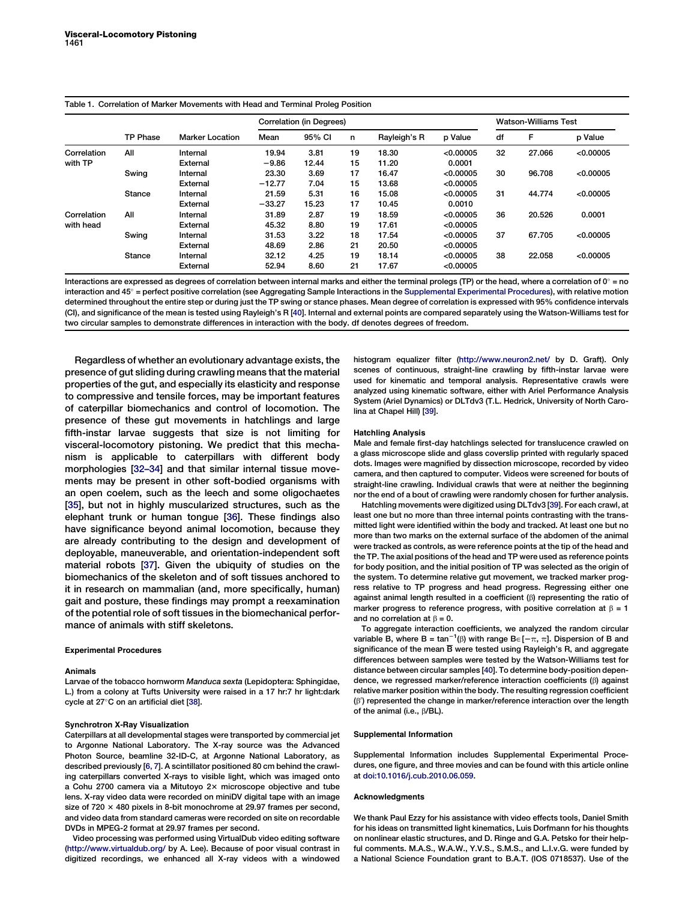Table 1. Correlation of Marker Movements with Head and Terminal Proleg Position

| | TP Phase | Marker Location | Correlation (in Degrees) | | | | | Watson-Williams Test | | |
|---|---|---|---|---|---|---|---|---|---|---|
| | | | Mean | 95% CI | n | Rayleigh's R | p Value | df | F | p Value |
| Correlation with TP | All | Internal | 19.94 | 3.81 | 19 | 18.30 | <0.00005 | 32 | 27.066 | <0.00005 |
| | | External | −9.86 | 12.44 | 15 | 11.20 | 0.0001 | | | |
| | Swing | Internal | 23.30 | 3.69 | 17 | 16.47 | <0.00005 | 30 | 96.708 | <0.00005 |
| | | External | −12.77 | 7.04 | 15 | 13.68 | <0.00005 | | | |
| | Stance | Internal | 21.59 | 5.31 | 16 | 15.08 | <0.00005 | 31 | 44.774 | <0.00005 |
| | | External | −33.27 | 15.23 | 17 | 10.45 | 0.0010 | | | |
| Correlation with head | All | Internal | 31.89 | 2.87 | 19 | 18.59 | <0.00005 | 36 | 20.526 | 0.0001 |
| | | External | 45.32 | 8.80 | 19 | 17.61 | <0.00005 | | | |
| | Swing | Internal | 31.53 | 3.22 | 18 | 17.54 | <0.00005 | 37 | 67.705 | <0.00005 |
| | | External | 48.69 | 2.86 | 21 | 20.50 | <0.00005 | | | |
| | Stance | Internal | 32.12 | 4.25 | 19 | 18.14 | <0.00005 | 38 | 22.058 | <0.00005 |
| | | External | 52.94 | 8.60 | 21 | 17.67 | <0.00005 | | | |

Interactions are expressed as degrees of correlation between internal marks and either the terminal prolegs (TP) or the head, where a correlation of 0° = no interaction and 45° = perfect positive correlation (see Aggregating Sample Interactions in the Supplemental Experimental Procedures), with relative motion determined throughout the entire step or during just the TP swing or stance phases. Mean degree of correlation is expressed with 95% confidence intervals (CI), and significance of the mean is tested using Rayleigh's R [40]. Internal and external points are compared separately using the Watson-Williams test for two circular samples to demonstrate differences in interaction with the body. df denotes degrees of freedom.

Regardless of whether an evolutionary advantage exists, the presence of gut sliding during crawling means that the material properties of the gut, and especially its elasticity and response to compressive and tensile forces, may be important features of caterpillar biomechanics and control of locomotion. The presence of these gut movements in hatchlings and large fifth-instar larvae suggests that size is not limiting for visceral-locomotory pistoning. We predict that this mechanism is applicable to caterpillars with different body morphologies [32–34] and that similar internal tissue movements may be present in other soft-bodied organisms with an open coelem, such as the leech and some oligochaetes [35], but not in highly muscularized structures, such as the elephant trunk or human tongue [36]. These findings also have significance beyond animal locomotion, because they are already contributing to the design and development of deployable, maneuverable, and orientation-independent soft material robots [37]. Given the ubiquity of studies on the biomechanics of the skeleton and of soft tissues anchored to it in research on mammalian (and, more specifically, human) gait and posture, these findings may prompt a reexamination of the potential role of soft tissues in the biomechanical performance of animals with stiff skeletons.

## Experimental Procedures

### Animals

Larvae of the tobacco hornworm *Manduca sexta* (Lepidoptera: Sphingidae, L.) from a colony at Tufts University were raised in a 17 hr:7 hr light:dark cycle at 27°C on an artificial diet [38].

### Synchrotron X-Ray Visualization

Caterpillars at all developmental stages were transported by commercial jet to Argonne National Laboratory. The X-ray source was the Advanced Photon Source, beamline 32-ID-C, at Argonne National Laboratory, as described previously [6, 7]. A scintillator positioned 80 cm behind the crawling caterpillars converted X-rays to visible light, which was imaged onto a Cohu 2700 camera via a Mitutoyo 2× microscope objective and tube lens. X-ray video data were recorded on miniDV digital tape with an image size of 720 × 480 pixels in 8-bit monochrome at 29.97 frames per second, and video data from standard cameras were recorded on site on recordable DVDs in MPEG-2 format at 29.97 frames per second.

Video processing was performed using VirtualDub video editing software (http://www.virtualdub.org/ by A. Lee). Because of poor visual contrast in digitized recordings, we enhanced all X-ray videos with a windowed histogram equalizer filter (http://www.neuron2.net/ by D. Graft). Only scenes of continuous, straight-line crawling by fifth-instar larvae were used for kinematic and temporal analysis. Representative crawls were analyzed using kinematic software, either with Ariel Performance Analysis System (Ariel Dynamics) or DLTdv3 (T.L. Hedrick, University of North Carolina at Chapel Hill) [39].

### Hatchling Analysis

Male and female first-day hatchlings selected for translucence crawled on a glass microscope slide and glass coverslip printed with regularly spaced dots. Images were magnified by dissection microscope, recorded by video camera, and then captured to computer. Videos were screened for bouts of straight-line crawling. Individual crawls that were at neither the beginning nor the end of a bout of crawling were randomly chosen for further analysis.

Hatchling movements were digitized using DLTdv3 [39]. For each crawl, at least one but no more than three internal points contrasting with the transmitted light were identified within the body and tracked. At least one but no more than two marks on the external surface of the abdomen of the animal were tracked as controls, as were reference points at the tip of the head and the TP. The axial positions of the head and TP were used as reference points for body position, and the initial position of TP was selected as the origin of the system. To determine relative gut movement, we tracked marker progress relative to TP progress and head progress. Regressing either one against animal length resulted in a coefficient (β) representing the ratio of marker progress to reference progress, with positive correlation at $\beta = 1$ and no correlation at $\beta = 0$.

To aggregate interaction coefficients, we analyzed the random circular variable B, where $B = \tan^{-1}(\beta)$ with range $B \in [-\pi, \pi]$. Dispersion of B and significance of the mean $\overline{B}$ were tested using Rayleigh's R, and aggregate differences between samples were tested by the Watson-Williams test for distance between circular samples [40]. To determine body-position dependence, we regressed marker/reference interaction coefficients (β) against relative marker position within the body. The resulting regression coefficient ($\beta'$) represented the change in marker/reference interaction over the length of the animal (i.e., β/BL).

## Supplemental Information

Supplemental Information includes Supplemental Experimental Procedures, one figure, and three movies and can be found with this article online at doi:10.1016/j.cub.2010.06.059.

## Acknowledgments

We thank Paul Ezzy for his assistance with video effects tools, Daniel Smith for his ideas on transmitted light kinematics, Luis Dorfmann for his thoughts on nonlinear elastic structures, and D. Ringe and G.A. Petsko for their helpful comments. M.A.S., W.A.W., Y.V.S., S.M.S., and L.I.v.G. were funded by a National Science Foundation grant to B.A.T. (IOS 0718537). Use of the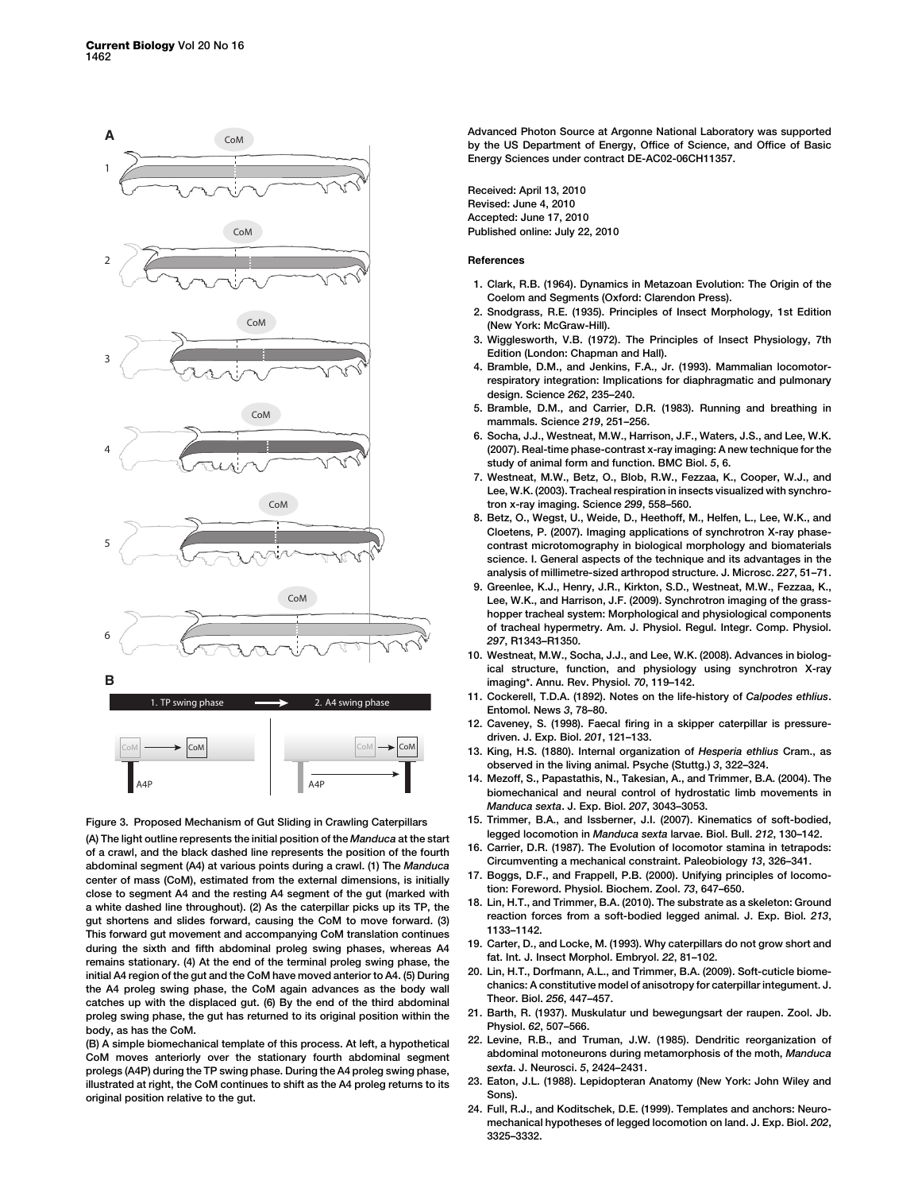Figure 3. Proposed Mechanism of Gut Sliding in Crawling Caterpillars

(A) The light outline represents the initial position of the *Manduca* at the start of a crawl, and the black dashed line represents the position of the fourth abdominal segment (A4) at various points during a crawl. (1) The *Manduca* center of mass (CoM), estimated from the external dimensions, is initially close to segment A4 and the resting A4 segment of the gut (marked with a white dashed line throughout). (2) As the caterpillar picks up its TP, the gut shortens and slides forward, causing the CoM to move forward. (3) This forward gut movement and accompanying CoM translation continues during the sixth and fifth abdominal proleg swing phases, whereas A4 remains stationary. (4) At the end of the terminal proleg swing phase, the initial A4 region of the gut and the CoM have moved anterior to A4. (5) During the A4 proleg swing phase, the CoM again advances as the body wall catches up with the displaced gut. (6) By the end of the third abdominal proleg swing phase, the gut has returned to its original position within the body, as has the CoM.

(B) A simple biomechanical template of this process. At left, a hypothetical CoM moves anteriorly over the stationary fourth abdominal segment prolegs (A4P) during the TP swing phase. During the A4 proleg swing phase, illustrated at right, the CoM continues to shift as the A4 proleg returns to its original position relative to the gut.

Advanced Photon Source at Argonne National Laboratory was supported by the US Department of Energy, Office of Science, and Office of Basic Energy Sciences under contract DE-AC02-06CH11357.

Received: April 13, 2010
Revised: June 4, 2010
Accepted: June 17, 2010
Published online: July 22, 2010

## References

1. Clark, R.B. (1964). Dynamics in Metazoan Evolution: The Origin of the Coelom and Segments (Oxford: Clarendon Press).
2. Snodgrass, R.E. (1935). Principles of Insect Morphology, 1st Edition (New York: McGraw-Hill).
3. Wigglesworth, V.B. (1972). The Principles of Insect Physiology, 7th Edition (London: Chapman and Hall).
4. Bramble, D.M., and Jenkins, F.A., Jr. (1993). Mammalian locomotor-respiratory integration: Implications for diaphragmatic and pulmonary design. Science *262*, 235–240.
5. Bramble, D.M., and Carrier, D.R. (1983). Running and breathing in mammals. Science *219*, 251–256.
6. Socha, J.J., Westneat, M.W., Harrison, J.F., Waters, J.S., and Lee, W.K. (2007). Real-time phase-contrast x-ray imaging: A new technique for the study of animal form and function. BMC Biol. *5*, 6.
7. Westneat, M.W., Betz, O., Blob, R.W., Fezzaa, K., Cooper, W.J., and Lee, W.K. (2003). Tracheal respiration in insects visualized with synchrotron x-ray imaging. Science *299*, 558–560.
8. Betz, O., Wegst, U., Weide, D., Heethoff, M., Helfen, L., Lee, W.K., and Cloetens, P. (2007). Imaging applications of synchrotron X-ray phase-contrast microtomography in biological morphology and biomaterials science. I. General aspects of the technique and its advantages in the analysis of millimetre-sized arthropod structure. J. Microsc. *227*, 51–71.
9. Greenlee, K.J., Henry, J.R., Kirkton, S.D., Westneat, M.W., Fezzaa, K., Lee, W.K., and Harrison, J.F. (2009). Synchrotron imaging of the grasshopper tracheal system: Morphological and physiological components of tracheal hypermetry. Am. J. Physiol. Regul. Integr. Comp. Physiol. *297*, R1343–R1350.
10. Westneat, M.W., Socha, J.J., and Lee, W.K. (2008). Advances in biological structure, function, and physiology using synchrotron X-ray imaging*. Annu. Rev. Physiol. *70*, 119–142.
11. Cockerell, T.D.A. (1892). Notes on the life-history of *Calpodes ethlius*. Entomol. News *3*, 78–80.
12. Caveney, S. (1998). Faecal firing in a skipper caterpillar is pressure-driven. J. Exp. Biol. *201*, 121–133.
13. King, H.S. (1880). Internal organization of *Hesperia ethlius* Cram., as observed in the living animal. Psyche (Stuttg.) *3*, 322–324.
14. Mezoff, S., Papastathis, N., Takesian, A., and Trimmer, B.A. (2004). The biomechanical and neural control of hydrostatic limb movements in *Manduca sexta*. J. Exp. Biol. *207*, 3043–3053.
15. Trimmer, B.A., and Issberner, J.I. (2007). Kinematics of soft-bodied, legged locomotion in *Manduca sexta* larvae. Biol. Bull. *212*, 130–142.
16. Carrier, D.R. (1987). The Evolution of locomotor stamina in tetrapods: Circumventing a mechanical constraint. Paleobiology *13*, 326–341.
17. Boggs, D.F., and Frappell, P.B. (2000). Unifying principles of locomotion: Foreword. Physiol. Biochem. Zool. *73*, 647–650.
18. Lin, H.T., and Trimmer, B.A. (2010). The substrate as a skeleton: Ground reaction forces from a soft-bodied legged animal. J. Exp. Biol. *213*, 1133–1142.
19. Carter, D., and Locke, M. (1993). Why caterpillars do not grow short and fat. Int. J. Insect Morphol. Embryol. *22*, 81–102.
20. Lin, H.T., Dorfmann, A.L., and Trimmer, B.A. (2009). Soft-cuticle biomechanics: A constitutive model of anisotropy for caterpillar integument. J. Theor. Biol. *256*, 447–457.
21. Barth, R. (1937). Muskulatur und bewegungsart der raupen. Zool. Jb. Physiol. *62*, 507–566.
22. Levine, R.B., and Truman, J.W. (1985). Dendritic reorganization of abdominal motoneurons during metamorphosis of the moth, *Manduca sexta*. J. Neurosci. *5*, 2424–2431.
23. Eaton, J.L. (1988). Lepidopteran Anatomy (New York: John Wiley and Sons).
24. Full, R.J., and Koditschek, D.E. (1999). Templates and anchors: Neuromechanical hypotheses of legged locomotion on land. J. Exp. Biol. *202*, 3325–3332.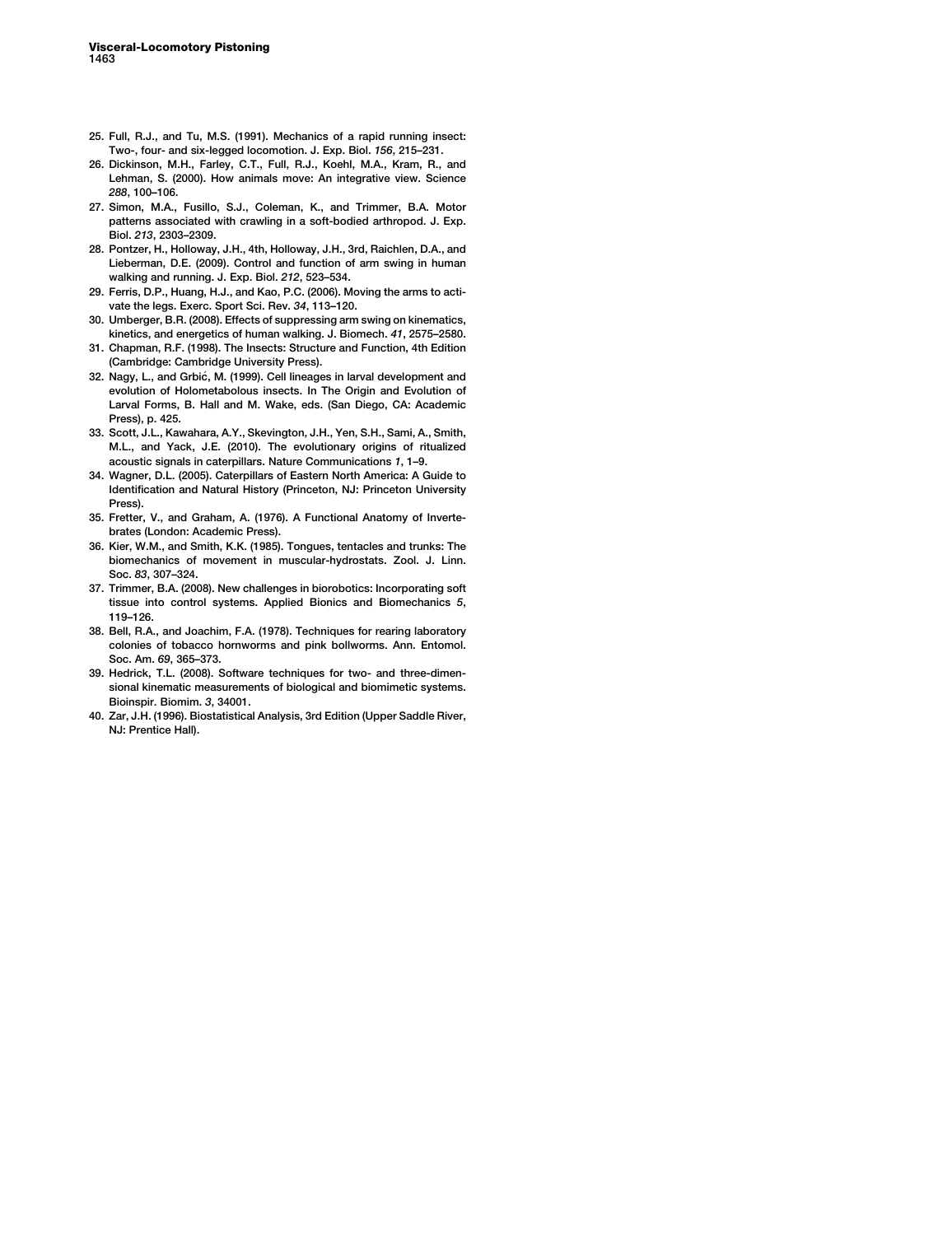25. Full, R.J., and Tu, M.S. (1991). Mechanics of a rapid running insect: Two-, four- and six-legged locomotion. J. Exp. Biol. *156*, 215–231.
26. Dickinson, M.H., Farley, C.T., Full, R.J., Koehl, M.A., Kram, R., and Lehman, S. (2000). How animals move: An integrative view. Science *288*, 100–106.
27. Simon, M.A., Fusillo, S.J., Coleman, K., and Trimmer, B.A. Motor patterns associated with crawling in a soft-bodied arthropod. J. Exp. Biol. *213*, 2303–2309.
28. Pontzer, H., Holloway, J.H., 4th, Holloway, J.H., 3rd, Raichlen, D.A., and Lieberman, D.E. (2009). Control and function of arm swing in human walking and running. J. Exp. Biol. *212*, 523–534.
29. Ferris, D.P., Huang, H.J., and Kao, P.C. (2006). Moving the arms to activate the legs. Exerc. Sport Sci. Rev. *34*, 113–120.
30. Umberger, B.R. (2008). Effects of suppressing arm swing on kinematics, kinetics, and energetics of human walking. J. Biomech. *41*, 2575–2580.
31. Chapman, R.F. (1998). The Insects: Structure and Function, 4th Edition (Cambridge: Cambridge University Press).
32. Nagy, L., and Grbić, M. (1999). Cell lineages in larval development and evolution of Holometabolous insects. In The Origin and Evolution of Larval Forms, B. Hall and M. Wake, eds. (San Diego, CA: Academic Press), p. 425.
33. Scott, J.L., Kawahara, A.Y., Skevington, J.H., Yen, S.H., Sami, A., Smith, M.L., and Yack, J.E. (2010). The evolutionary origins of ritualized acoustic signals in caterpillars. Nature Communications *1*, 1–9.
34. Wagner, D.L. (2005). Caterpillars of Eastern North America: A Guide to Identification and Natural History (Princeton, NJ: Princeton University Press).
35. Fretter, V., and Graham, A. (1976). A Functional Anatomy of Invertebrates (London: Academic Press).
36. Kier, W.M., and Smith, K.K. (1985). Tongues, tentacles and trunks: The biomechanics of movement in muscular-hydrostats. Zool. J. Linn. Soc. *83*, 307–324.
37. Trimmer, B.A. (2008). New challenges in biorobotics: Incorporating soft tissue into control systems. Applied Bionics and Biomechanics *5*, 119–126.
38. Bell, R.A., and Joachim, F.A. (1978). Techniques for rearing laboratory colonies of tobacco hornworms and pink bollworms. Ann. Entomol. Soc. Am. *69*, 365–373.
39. Hedrick, T.L. (2008). Software techniques for two- and three-dimensional kinematic measurements of biological and biomimetic systems. Bioinspir. Biomim. *3*, 34001.
40. Zar, J.H. (1996). Biostatistical Analysis, 3rd Edition (Upper Saddle River, NJ: Prentice Hall).